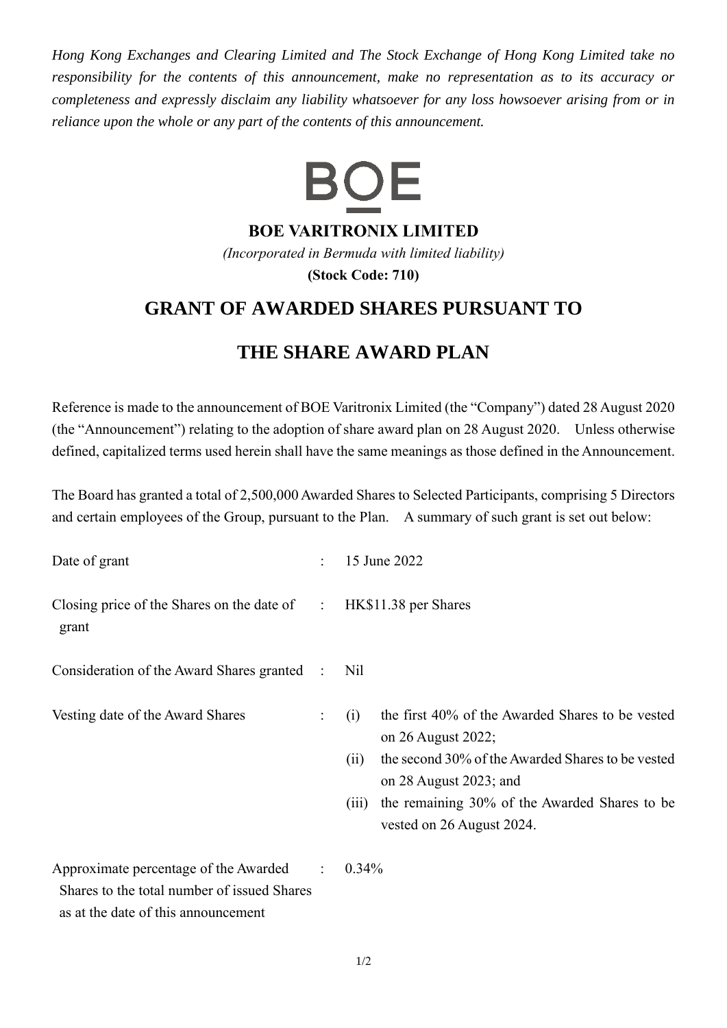*Hong Kong Exchanges and Clearing Limited and The Stock Exchange of Hong Kong Limited take no responsibility for the contents of this announcement, make no representation as to its accuracy or completeness and expressly disclaim any liability whatsoever for any loss howsoever arising from or in reliance upon the whole or any part of the contents of this announcement.*

BOE

**BOE VARITRONIX LIMITED**

*(Incorporated in Bermuda with limited liability)*

**(Stock Code: 710)**

# GRANT OF AWARDED SHARES PURSUANT TO THE SHARE AWARD PLAN

Reference is made to the announcement of BOE Varitronix Limited (the "Company") dated 28 August 2020 (the "Announcement") relating to the adoption of share award plan on 28 August 2020. Unless otherwise defined, capitalized terms used herein shall have the same meanings as those defined in the Announcement.

The Board has granted a total of 2,500,000 Awarded Shares to Selected Participants, comprising 5 Directors and certain employees of the Group, pursuant to the Plan. A summary of such grant is set out below:

| | | |
|---|---|---|
| Date of grant | : | 15 June 2022 |
| Closing price of the Shares on the date of grant | : | HK$11.38 per Shares |
| Consideration of the Award Shares granted | : | Nil |
| Vesting date of the Award Shares | : | (i) the first 40% of the Awarded Shares to be vested on 26 August 2022;<br>(ii) the second 30% of the Awarded Shares to be vested on 28 August 2023; and<br>(iii) the remaining 30% of the Awarded Shares to be vested on 26 August 2024. |
| Approximate percentage of the Awarded Shares to the total number of issued Shares as at the date of this announcement | : | 0.34% |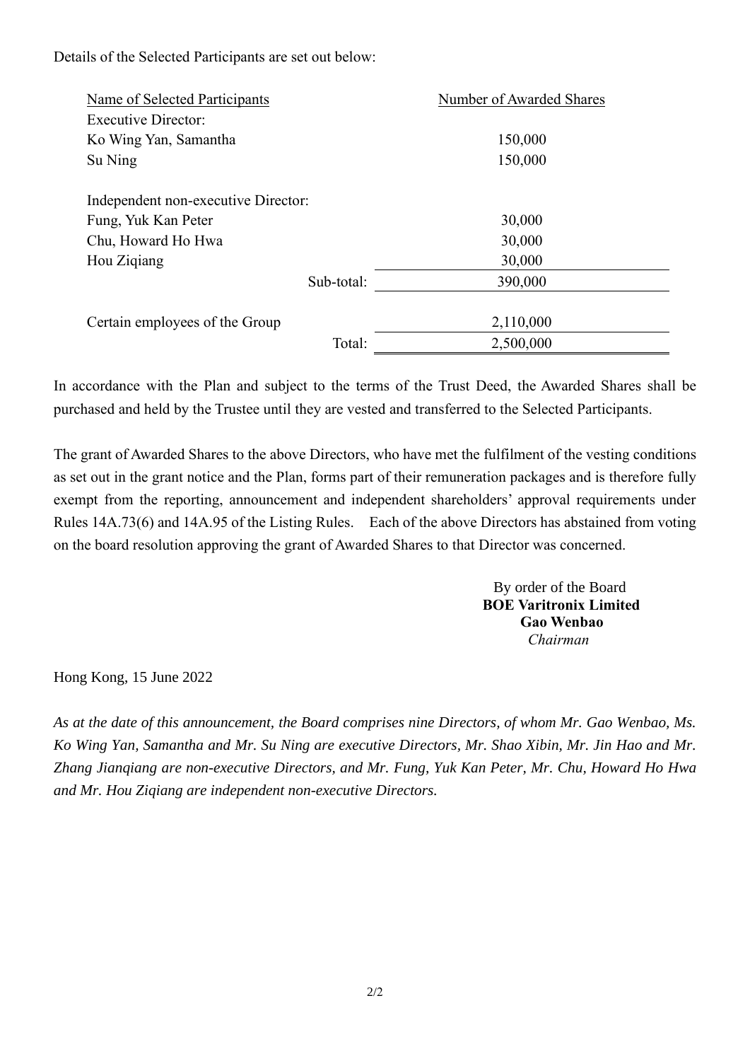Details of the Selected Participants are set out below:

| Name of Selected Participants | Number of Awarded Shares |
|---|---|
| Executive Director: | |
| Ko Wing Yan, Samantha | 150,000 |
| Su Ning | 150,000 |
| | |
| Independent non-executive Director: | |
| Fung, Yuk Kan Peter | 30,000 |
| Chu, Howard Ho Hwa | 30,000 |
| Hou Ziqiang | 30,000 |
| Sub-total: | 390,000 |
| | |
| Certain employees of the Group | 2,110,000 |
| Total: | 2,500,000 |

In accordance with the Plan and subject to the terms of the Trust Deed, the Awarded Shares shall be purchased and held by the Trustee until they are vested and transferred to the Selected Participants.

The grant of Awarded Shares to the above Directors, who have met the fulfilment of the vesting conditions as set out in the grant notice and the Plan, forms part of their remuneration packages and is therefore fully exempt from the reporting, announcement and independent shareholders' approval requirements under Rules 14A.73(6) and 14A.95 of the Listing Rules. Each of the above Directors has abstained from voting on the board resolution approving the grant of Awarded Shares to that Director was concerned.

By order of the Board
**BOE Varitronix Limited**
**Gao Wenbao**
*Chairman*

Hong Kong, 15 June 2022

*As at the date of this announcement, the Board comprises nine Directors, of whom Mr. Gao Wenbao, Ms. Ko Wing Yan, Samantha and Mr. Su Ning are executive Directors, Mr. Shao Xibin, Mr. Jin Hao and Mr. Zhang Jianqiang are non-executive Directors, and Mr. Fung, Yuk Kan Peter, Mr. Chu, Howard Ho Hwa and Mr. Hou Ziqiang are independent non-executive Directors.*